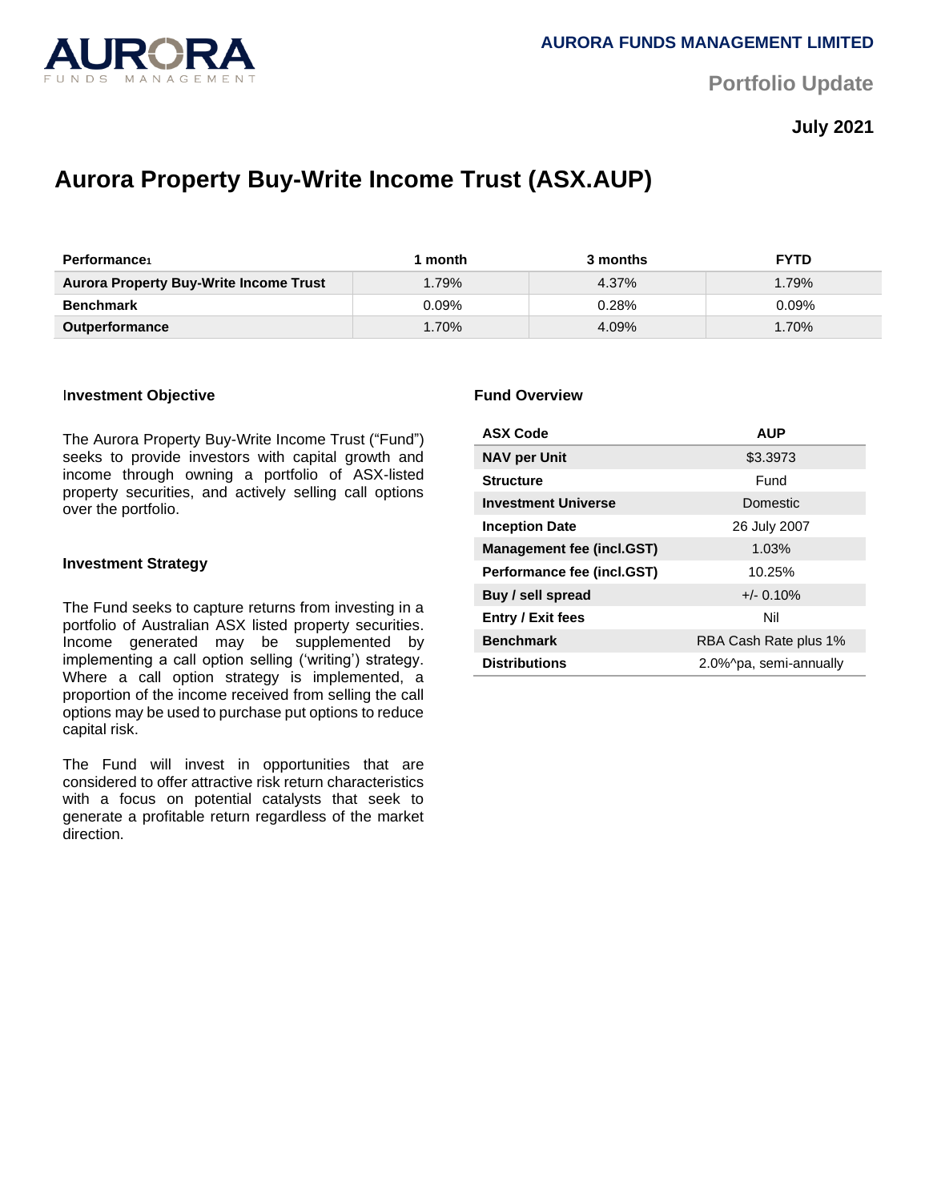AURORA FUNDS MANAGEMENT LIMITED

Portfolio Update

**July 2021**

# Aurora Property Buy-Write Income Trust (ASX.AUP)

| Performance[1] | 1 month | 3 months | FYTD |
|---|---|---|---|
| **Aurora Property Buy-Write Income Trust** | 1.79% | 4.37% | 1.79% |
| **Benchmark** | 0.09% | 0.28% | 0.09% |
| **Outperformance** | 1.70% | 4.09% | 1.70% |

### Investment Objective

The Aurora Property Buy-Write Income Trust ("Fund") seeks to provide investors with capital growth and income through owning a portfolio of ASX-listed property securities, and actively selling call options over the portfolio.

### Investment Strategy

The Fund seeks to capture returns from investing in a portfolio of Australian ASX listed property securities. Income generated may be supplemented by implementing a call option selling ('writing') strategy. Where a call option strategy is implemented, a proportion of the income received from selling the call options may be used to purchase put options to reduce capital risk.

The Fund will invest in opportunities that are considered to offer attractive risk return characteristics with a focus on potential catalysts that seek to generate a profitable return regardless of the market direction.

### Fund Overview

| ASX Code | AUP |
|---|---|
| **NAV per Unit** | $3.3973 |
| **Structure** | Fund |
| **Investment Universe** | Domestic |
| **Inception Date** | 26 July 2007 |
| **Management fee (incl.GST)** | 1.03% |
| **Performance fee (incl.GST)** | 10.25% |
| **Buy / sell spread** | +/- 0.10% |
| **Entry / Exit fees** | Nil |
| **Benchmark** | RBA Cash Rate plus 1% |
| **Distributions** | 2.0%^pa, semi-annually |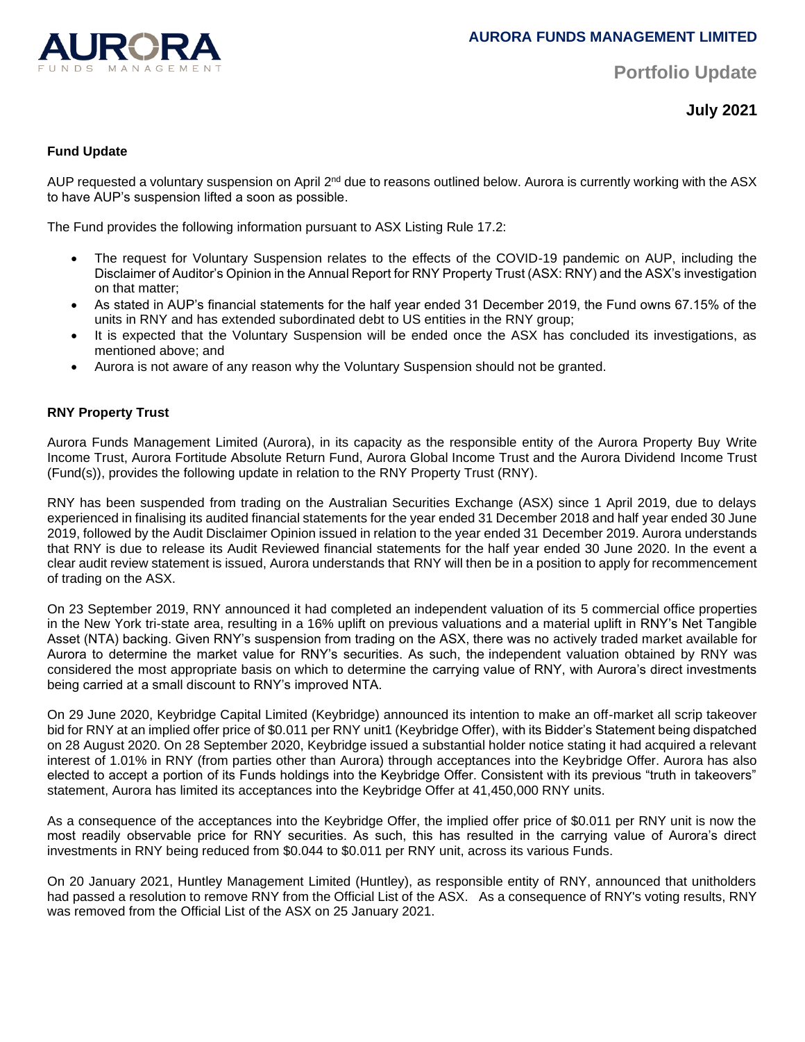## Fund Update

AUP requested a voluntary suspension on April 2[nd] due to reasons outlined below. Aurora is currently working with the ASX to have AUP's suspension lifted a soon as possible.

The Fund provides the following information pursuant to ASX Listing Rule 17.2:

- The request for Voluntary Suspension relates to the effects of the COVID-19 pandemic on AUP, including the Disclaimer of Auditor's Opinion in the Annual Report for RNY Property Trust (ASX: RNY) and the ASX's investigation on that matter;
- As stated in AUP's financial statements for the half year ended 31 December 2019, the Fund owns 67.15% of the units in RNY and has extended subordinated debt to US entities in the RNY group;
- It is expected that the Voluntary Suspension will be ended once the ASX has concluded its investigations, as mentioned above; and
- Aurora is not aware of any reason why the Voluntary Suspension should not be granted.

## RNY Property Trust

Aurora Funds Management Limited (Aurora), in its capacity as the responsible entity of the Aurora Property Buy Write Income Trust, Aurora Fortitude Absolute Return Fund, Aurora Global Income Trust and the Aurora Dividend Income Trust (Fund(s)), provides the following update in relation to the RNY Property Trust (RNY).

RNY has been suspended from trading on the Australian Securities Exchange (ASX) since 1 April 2019, due to delays experienced in finalising its audited financial statements for the year ended 31 December 2018 and half year ended 30 June 2019, followed by the Audit Disclaimer Opinion issued in relation to the year ended 31 December 2019. Aurora understands that RNY is due to release its Audit Reviewed financial statements for the half year ended 30 June 2020. In the event a clear audit review statement is issued, Aurora understands that RNY will then be in a position to apply for recommencement of trading on the ASX.

On 23 September 2019, RNY announced it had completed an independent valuation of its 5 commercial office properties in the New York tri-state area, resulting in a 16% uplift on previous valuations and a material uplift in RNY's Net Tangible Asset (NTA) backing. Given RNY's suspension from trading on the ASX, there was no actively traded market available for Aurora to determine the market value for RNY's securities. As such, the independent valuation obtained by RNY was considered the most appropriate basis on which to determine the carrying value of RNY, with Aurora's direct investments being carried at a small discount to RNY's improved NTA.

On 29 June 2020, Keybridge Capital Limited (Keybridge) announced its intention to make an off-market all scrip takeover bid for RNY at an implied offer price of $0.011 per RNY unit1 (Keybridge Offer), with its Bidder's Statement being dispatched on 28 August 2020. On 28 September 2020, Keybridge issued a substantial holder notice stating it had acquired a relevant interest of 1.01% in RNY (from parties other than Aurora) through acceptances into the Keybridge Offer. Aurora has also elected to accept a portion of its Funds holdings into the Keybridge Offer. Consistent with its previous "truth in takeovers" statement, Aurora has limited its acceptances into the Keybridge Offer at 41,450,000 RNY units.

As a consequence of the acceptances into the Keybridge Offer, the implied offer price of $0.011 per RNY unit is now the most readily observable price for RNY securities. As such, this has resulted in the carrying value of Aurora's direct investments in RNY being reduced from $0.044 to $0.011 per RNY unit, across its various Funds.

On 20 January 2021, Huntley Management Limited (Huntley), as responsible entity of RNY, announced that unitholders had passed a resolution to remove RNY from the Official List of the ASX. As a consequence of RNY's voting results, RNY was removed from the Official List of the ASX on 25 January 2021.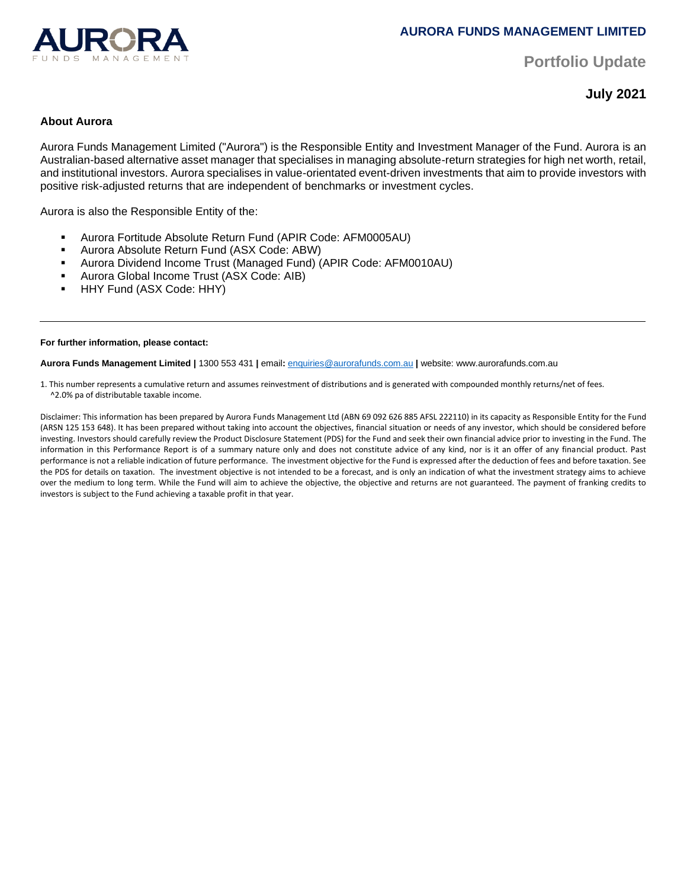**AURORA FUNDS MANAGEMENT LIMITED**

**Portfolio Update**

**July 2021**

### About Aurora

Aurora Funds Management Limited ("Aurora") is the Responsible Entity and Investment Manager of the Fund. Aurora is an Australian-based alternative asset manager that specialises in managing absolute-return strategies for high net worth, retail, and institutional investors. Aurora specialises in value-orientated event-driven investments that aim to provide investors with positive risk-adjusted returns that are independent of benchmarks or investment cycles.

Aurora is also the Responsible Entity of the:

- Aurora Fortitude Absolute Return Fund (APIR Code: AFM0005AU)
- Aurora Absolute Return Fund (ASX Code: ABW)
- Aurora Dividend Income Trust (Managed Fund) (APIR Code: AFM0010AU)
- Aurora Global Income Trust (ASX Code: AIB)
- HHY Fund (ASX Code: HHY)

---

**For further information, please contact:**

**Aurora Funds Management Limited |** 1300 553 431 **|** email**:** enquiries@aurorafunds.com.au **|** website: www.aurorafunds.com.au

1. This number represents a cumulative return and assumes reinvestment of distributions and is generated with compounded monthly returns/net of fees.
^2.0% pa of distributable taxable income.

Disclaimer: This information has been prepared by Aurora Funds Management Ltd (ABN 69 092 626 885 AFSL 222110) in its capacity as Responsible Entity for the Fund (ARSN 125 153 648). It has been prepared without taking into account the objectives, financial situation or needs of any investor, which should be considered before investing. Investors should carefully review the Product Disclosure Statement (PDS) for the Fund and seek their own financial advice prior to investing in the Fund. The information in this Performance Report is of a summary nature only and does not constitute advice of any kind, nor is it an offer of any financial product. Past performance is not a reliable indication of future performance. The investment objective for the Fund is expressed after the deduction of fees and before taxation. See the PDS for details on taxation. The investment objective is not intended to be a forecast, and is only an indication of what the investment strategy aims to achieve over the medium to long term. While the Fund will aim to achieve the objective, the objective and returns are not guaranteed. The payment of franking credits to investors is subject to the Fund achieving a taxable profit in that year.